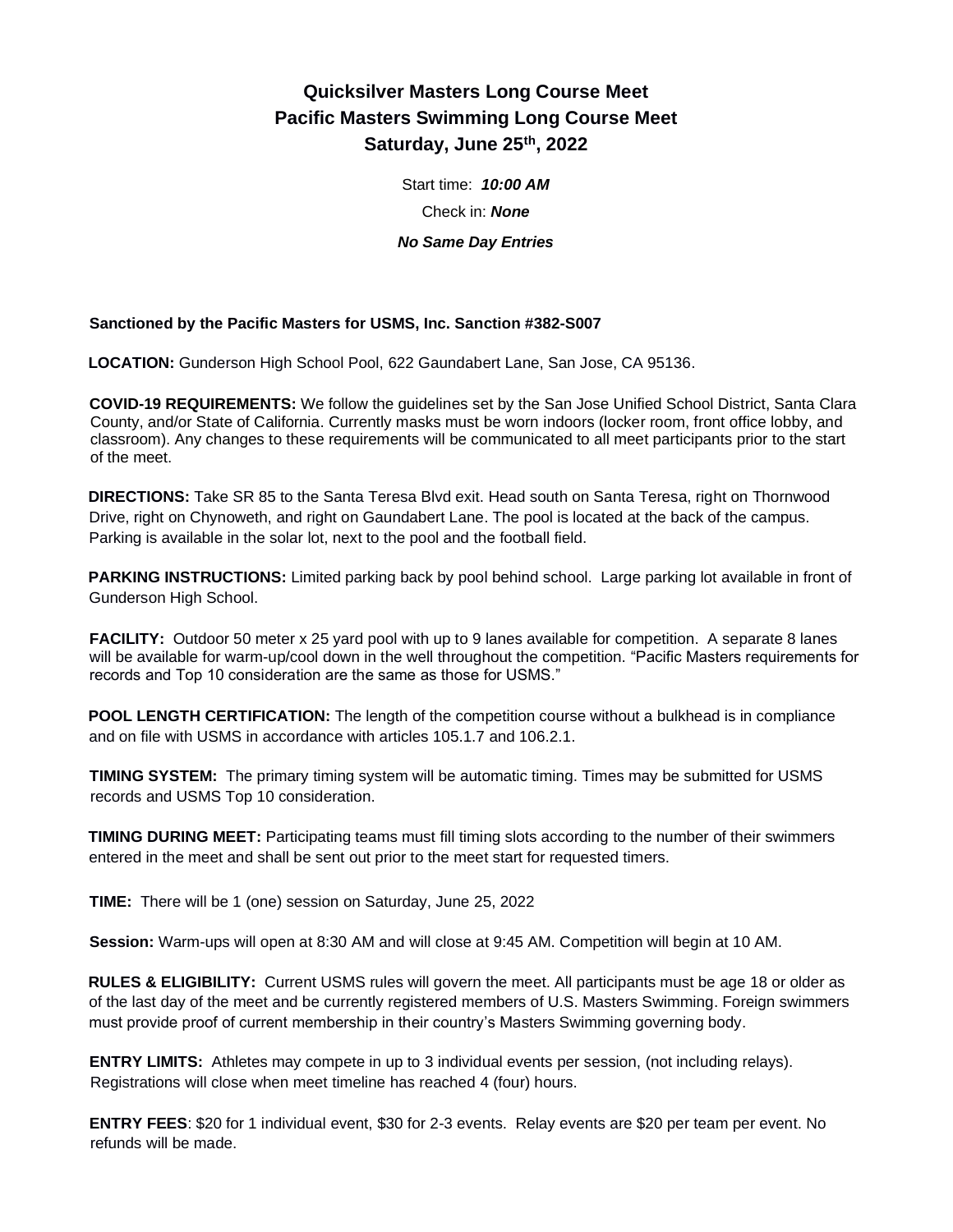# Quicksilver Masters Long Course Meet
# Pacific Masters Swimming Long Course Meet
# Saturday, June 25th, 2022

Start time: ***10:00 AM***

Check in: ***None***

***No Same Day Entries***

**Sanctioned by the Pacific Masters for USMS, Inc. Sanction #382-S007**

**LOCATION:** Gunderson High School Pool, 622 Gaundabert Lane, San Jose, CA 95136.

**COVID-19 REQUIREMENTS:** We follow the guidelines set by the San Jose Unified School District, Santa Clara County, and/or State of California. Currently masks must be worn indoors (locker room, front office lobby, and classroom). Any changes to these requirements will be communicated to all meet participants prior to the start of the meet.

**DIRECTIONS:** Take SR 85 to the Santa Teresa Blvd exit. Head south on Santa Teresa, right on Thornwood Drive, right on Chynoweth, and right on Gaundabert Lane. The pool is located at the back of the campus. Parking is available in the solar lot, next to the pool and the football field.

**PARKING INSTRUCTIONS:** Limited parking back by pool behind school. Large parking lot available in front of Gunderson High School.

**FACILITY:** Outdoor 50 meter x 25 yard pool with up to 9 lanes available for competition. A separate 8 lanes will be available for warm-up/cool down in the well throughout the competition. "Pacific Masters requirements for records and Top 10 consideration are the same as those for USMS."

**POOL LENGTH CERTIFICATION:** The length of the competition course without a bulkhead is in compliance and on file with USMS in accordance with articles 105.1.7 and 106.2.1.

**TIMING SYSTEM:** The primary timing system will be automatic timing. Times may be submitted for USMS records and USMS Top 10 consideration.

**TIMING DURING MEET:** Participating teams must fill timing slots according to the number of their swimmers entered in the meet and shall be sent out prior to the meet start for requested timers.

**TIME:** There will be 1 (one) session on Saturday, June 25, 2022

**Session:** Warm-ups will open at 8:30 AM and will close at 9:45 AM. Competition will begin at 10 AM.

**RULES & ELIGIBILITY:** Current USMS rules will govern the meet. All participants must be age 18 or older as of the last day of the meet and be currently registered members of U.S. Masters Swimming. Foreign swimmers must provide proof of current membership in their country's Masters Swimming governing body.

**ENTRY LIMITS:** Athletes may compete in up to 3 individual events per session, (not including relays). Registrations will close when meet timeline has reached 4 (four) hours.

**ENTRY FEES**: $20 for 1 individual event, $30 for 2-3 events. Relay events are $20 per team per event. No refunds will be made.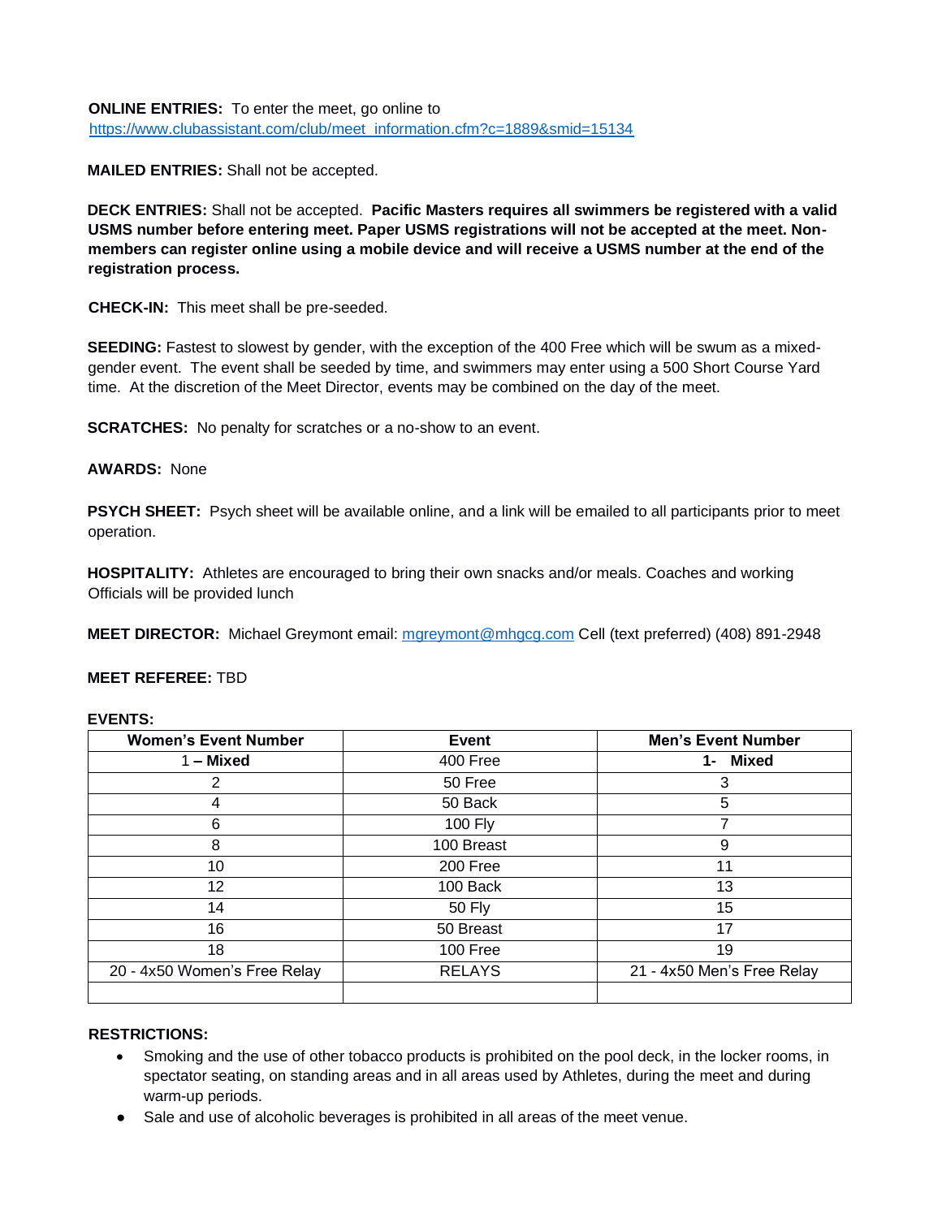**ONLINE ENTRIES:** To enter the meet, go online to [https://www.clubassistant.com/club/meet_information.cfm?c=1889&smid=15134](https://www.clubassistant.com/club/meet_information.cfm?c=1889&smid=15134)

**MAILED ENTRIES:** Shall not be accepted.

**DECK ENTRIES:** Shall not be accepted. **Pacific Masters requires all swimmers be registered with a valid USMS number before entering meet. Paper USMS registrations will not be accepted at the meet. Non-members can register online using a mobile device and will receive a USMS number at the end of the registration process.**

**CHECK-IN:** This meet shall be pre-seeded.

**SEEDING:** Fastest to slowest by gender, with the exception of the 400 Free which will be swum as a mixed-gender event. The event shall be seeded by time, and swimmers may enter using a 500 Short Course Yard time. At the discretion of the Meet Director, events may be combined on the day of the meet.

**SCRATCHES:** No penalty for scratches or a no-show to an event.

**AWARDS:** None

**PSYCH SHEET:** Psych sheet will be available online, and a link will be emailed to all participants prior to meet operation.

**HOSPITALITY:** Athletes are encouraged to bring their own snacks and/or meals. Coaches and working Officials will be provided lunch

**MEET DIRECTOR:** Michael Greymont email: [mgreymont@mhgcg.com](mailto:mgreymont@mhgcg.com) Cell (text preferred) (408) 891-2948

**MEET REFEREE:** TBD

**EVENTS:**

| Women's Event Number | Event | Men's Event Number |
|---|---|---|
| 1 **– Mixed** | 400 Free | **1- Mixed** |
| 2 | 50 Free | 3 |
| 4 | 50 Back | 5 |
| 6 | 100 Fly | 7 |
| 8 | 100 Breast | 9 |
| 10 | 200 Free | 11 |
| 12 | 100 Back | 13 |
| 14 | 50 Fly | 15 |
| 16 | 50 Breast | 17 |
| 18 | 100 Free | 19 |
| 20 - 4x50 Women's Free Relay | RELAYS | 21 - 4x50 Men's Free Relay |
| | | |

**RESTRICTIONS:**

- Smoking and the use of other tobacco products is prohibited on the pool deck, in the locker rooms, in spectator seating, on standing areas and in all areas used by Athletes, during the meet and during warm-up periods.
- Sale and use of alcoholic beverages is prohibited in all areas of the meet venue.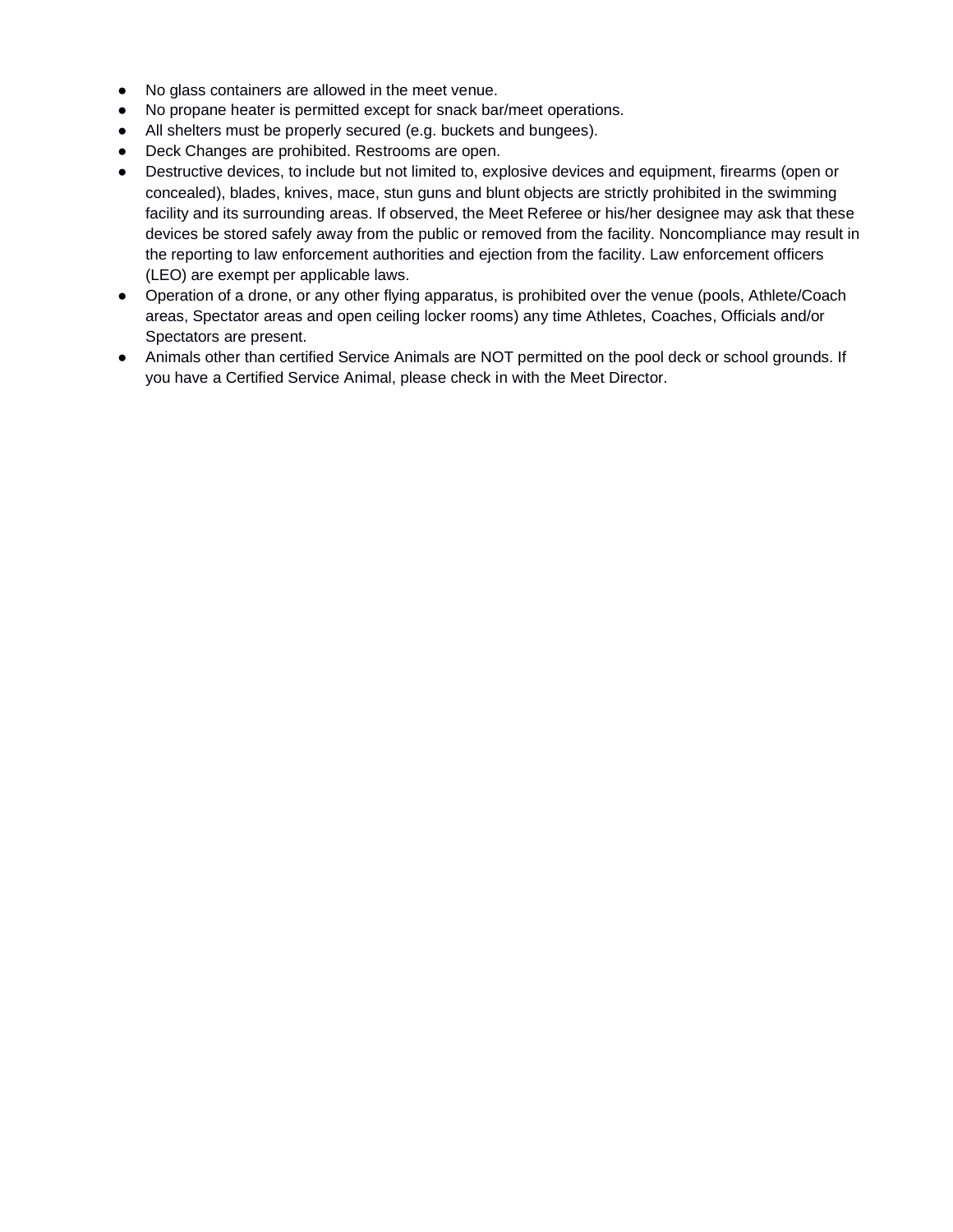- No glass containers are allowed in the meet venue.
- No propane heater is permitted except for snack bar/meet operations.
- All shelters must be properly secured (e.g. buckets and bungees).
- Deck Changes are prohibited. Restrooms are open.
- Destructive devices, to include but not limited to, explosive devices and equipment, firearms (open or concealed), blades, knives, mace, stun guns and blunt objects are strictly prohibited in the swimming facility and its surrounding areas. If observed, the Meet Referee or his/her designee may ask that these devices be stored safely away from the public or removed from the facility. Noncompliance may result in the reporting to law enforcement authorities and ejection from the facility. Law enforcement officers (LEO) are exempt per applicable laws.
- Operation of a drone, or any other flying apparatus, is prohibited over the venue (pools, Athlete/Coach areas, Spectator areas and open ceiling locker rooms) any time Athletes, Coaches, Officials and/or Spectators are present.
- Animals other than certified Service Animals are NOT permitted on the pool deck or school grounds. If you have a Certified Service Animal, please check in with the Meet Director.